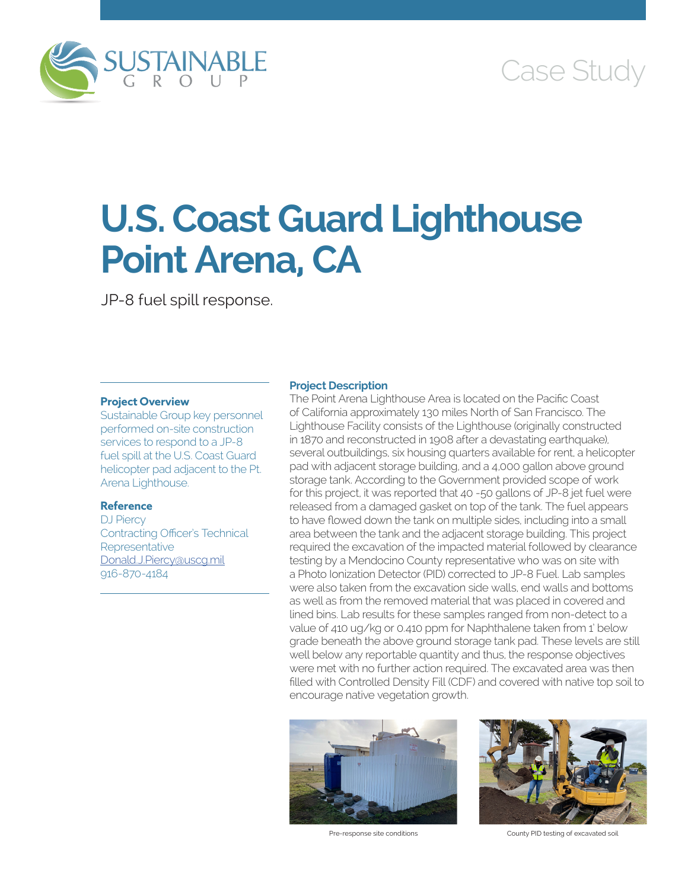SUSTAINABLE GROUP

Case Study

# U.S. Coast Guard Lighthouse Point Arena, CA

JP-8 fuel spill response.

### Project Overview

Sustainable Group key personnel performed on-site construction services to respond to a JP-8 fuel spill at the U.S. Coast Guard helicopter pad adjacent to the Pt. Arena Lighthouse.

### Reference

DJ Piercy
Contracting Officer's Technical Representative
Donald.J.Piercy@uscg.mil
916-870-4184

### Project Description

The Point Arena Lighthouse Area is located on the Pacific Coast of California approximately 130 miles North of San Francisco. The Lighthouse Facility consists of the Lighthouse (originally constructed in 1870 and reconstructed in 1908 after a devastating earthquake), several outbuildings, six housing quarters available for rent, a helicopter pad with adjacent storage building, and a 4,000 gallon above ground storage tank. According to the Government provided scope of work for this project, it was reported that 40 -50 gallons of JP-8 jet fuel were released from a damaged gasket on top of the tank. The fuel appears to have flowed down the tank on multiple sides, including into a small area between the tank and the adjacent storage building. This project required the excavation of the impacted material followed by clearance testing by a Mendocino County representative who was on site with a Photo Ionization Detector (PID) corrected to JP-8 Fuel. Lab samples were also taken from the excavation side walls, end walls and bottoms as well as from the removed material that was placed in covered and lined bins. Lab results for these samples ranged from non-detect to a value of 410 ug/kg or 0.410 ppm for Naphthalene taken from 1' below grade beneath the above ground storage tank pad. These levels are still well below any reportable quantity and thus, the response objectives were met with no further action required. The excavated area was then filled with Controlled Density Fill (CDF) and covered with native top soil to encourage native vegetation growth.

Pre-response site conditions

County PID testing of excavated soil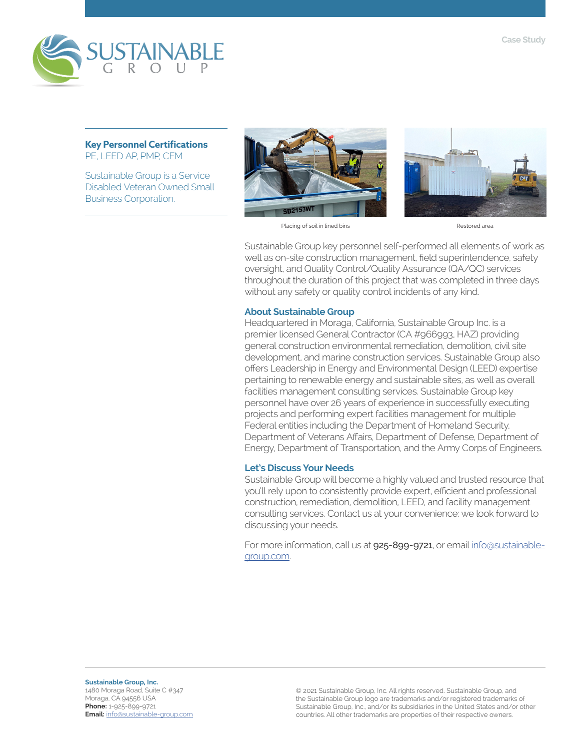Case Study

### Key Personnel Certifications

PE, LEED AP, PMP, CFM

Sustainable Group is a Service Disabled Veteran Owned Small Business Corporation.

Placing of soil in lined bins

Restored area

Sustainable Group key personnel self-performed all elements of work as well as on-site construction management, field superintendence, safety oversight, and Quality Control/Quality Assurance (QA/QC) services throughout the duration of this project that was completed in three days without any safety or quality control incidents of any kind.

### About Sustainable Group

Headquartered in Moraga, California, Sustainable Group Inc. is a premier licensed General Contractor (CA #966993, HAZ) providing general construction environmental remediation, demolition, civil site development, and marine construction services. Sustainable Group also offers Leadership in Energy and Environmental Design (LEED) expertise pertaining to renewable energy and sustainable sites, as well as overall facilities management consulting services. Sustainable Group key personnel have over 26 years of experience in successfully executing projects and performing expert facilities management for multiple Federal entities including the Department of Homeland Security, Department of Veterans Affairs, Department of Defense, Department of Energy, Department of Transportation, and the Army Corps of Engineers.

### Let's Discuss Your Needs

Sustainable Group will become a highly valued and trusted resource that you'll rely upon to consistently provide expert, efficient and professional construction, remediation, demolition, LEED, and facility management consulting services. Contact us at your convenience; we look forward to discussing your needs.

For more information, call us at 925-899-9721, or email info@sustainable-group.com.

**Sustainable Group, Inc.**
1480 Moraga Road, Suite C #347
Moraga, CA 94556 USA
**Phone:** 1-925-899-9721
**Email:** info@sustainable-group.com

© 2021 Sustainable Group, Inc. All rights reserved. Sustainable Group, and the Sustainable Group logo are trademarks and/or registered trademarks of Sustainable Group, Inc., and/or its subsidiaries in the United States and/or other countries. All other trademarks are properties of their respective owners.